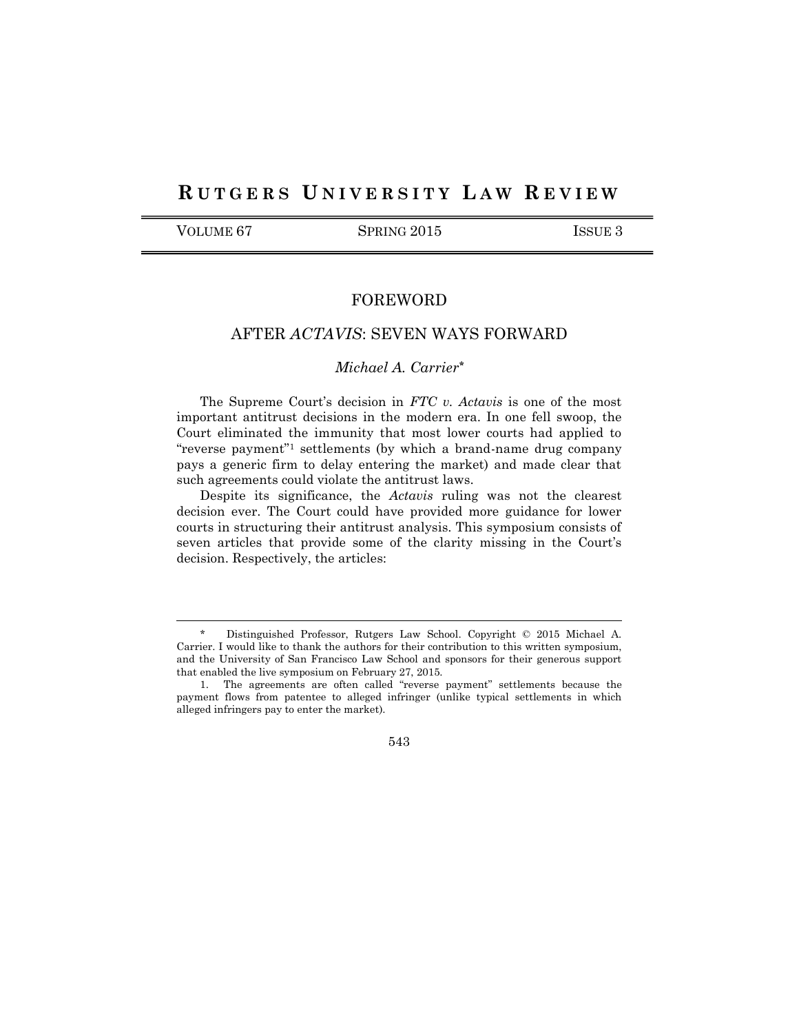# RUTGERS UNIVERSITY LAW REVIEW

VOLUME 67 | SPRING 2015 | ISSUE 3

## FOREWORD

## AFTER *ACTAVIS*: SEVEN WAYS FORWARD

*Michael A. Carrier*[*]

The Supreme Court's decision in *FTC v. Actavis* is one of the most important antitrust decisions in the modern era. In one fell swoop, the Court eliminated the immunity that most lower courts had applied to "reverse payment"[1] settlements (by which a brand-name drug company pays a generic firm to delay entering the market) and made clear that such agreements could violate the antitrust laws.

Despite its significance, the *Actavis* ruling was not the clearest decision ever. The Court could have provided more guidance for lower courts in structuring their antitrust analysis. This symposium consists of seven articles that provide some of the clarity missing in the Court's decision. Respectively, the articles:

---

\* Distinguished Professor, Rutgers Law School. Copyright © 2015 Michael A. Carrier. I would like to thank the authors for their contribution to this written symposium, and the University of San Francisco Law School and sponsors for their generous support that enabled the live symposium on February 27, 2015.

1. The agreements are often called "reverse payment" settlements because the payment flows from patentee to alleged infringer (unlike typical settlements in which alleged infringers pay to enter the market).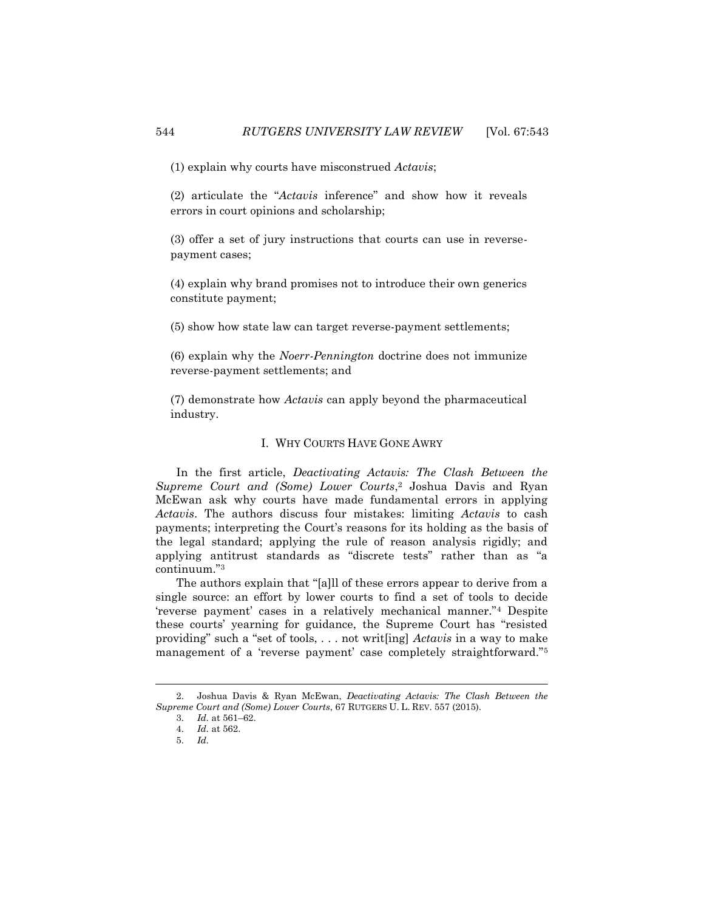(1) explain why courts have misconstrued *Actavis*;

(2) articulate the "*Actavis* inference" and show how it reveals errors in court opinions and scholarship;

(3) offer a set of jury instructions that courts can use in reverse-payment cases;

(4) explain why brand promises not to introduce their own generics constitute payment;

(5) show how state law can target reverse-payment settlements;

(6) explain why the *Noerr-Pennington* doctrine does not immunize reverse-payment settlements; and

(7) demonstrate how *Actavis* can apply beyond the pharmaceutical industry.

## I. WHY COURTS HAVE GONE AWRY

In the first article, *Deactivating Actavis: The Clash Between the Supreme Court and (Some) Lower Courts*,[2] Joshua Davis and Ryan McEwan ask why courts have made fundamental errors in applying *Actavis*. The authors discuss four mistakes: limiting *Actavis* to cash payments; interpreting the Court's reasons for its holding as the basis of the legal standard; applying the rule of reason analysis rigidly; and applying antitrust standards as "discrete tests" rather than as "a continuum."[3]

The authors explain that "[a]ll of these errors appear to derive from a single source: an effort by lower courts to find a set of tools to decide 'reverse payment' cases in a relatively mechanical manner."[4] Despite these courts' yearning for guidance, the Supreme Court has "resisted providing" such a "set of tools, . . . not writ[ing] *Actavis* in a way to make management of a 'reverse payment' case completely straightforward."[5]

---

2. Joshua Davis & Ryan McEwan, *Deactivating Actavis: The Clash Between the Supreme Court and (Some) Lower Courts*, 67 RUTGERS U. L. REV. 557 (2015).

3. *Id.* at 561–62.

4. *Id.* at 562.

5. *Id.*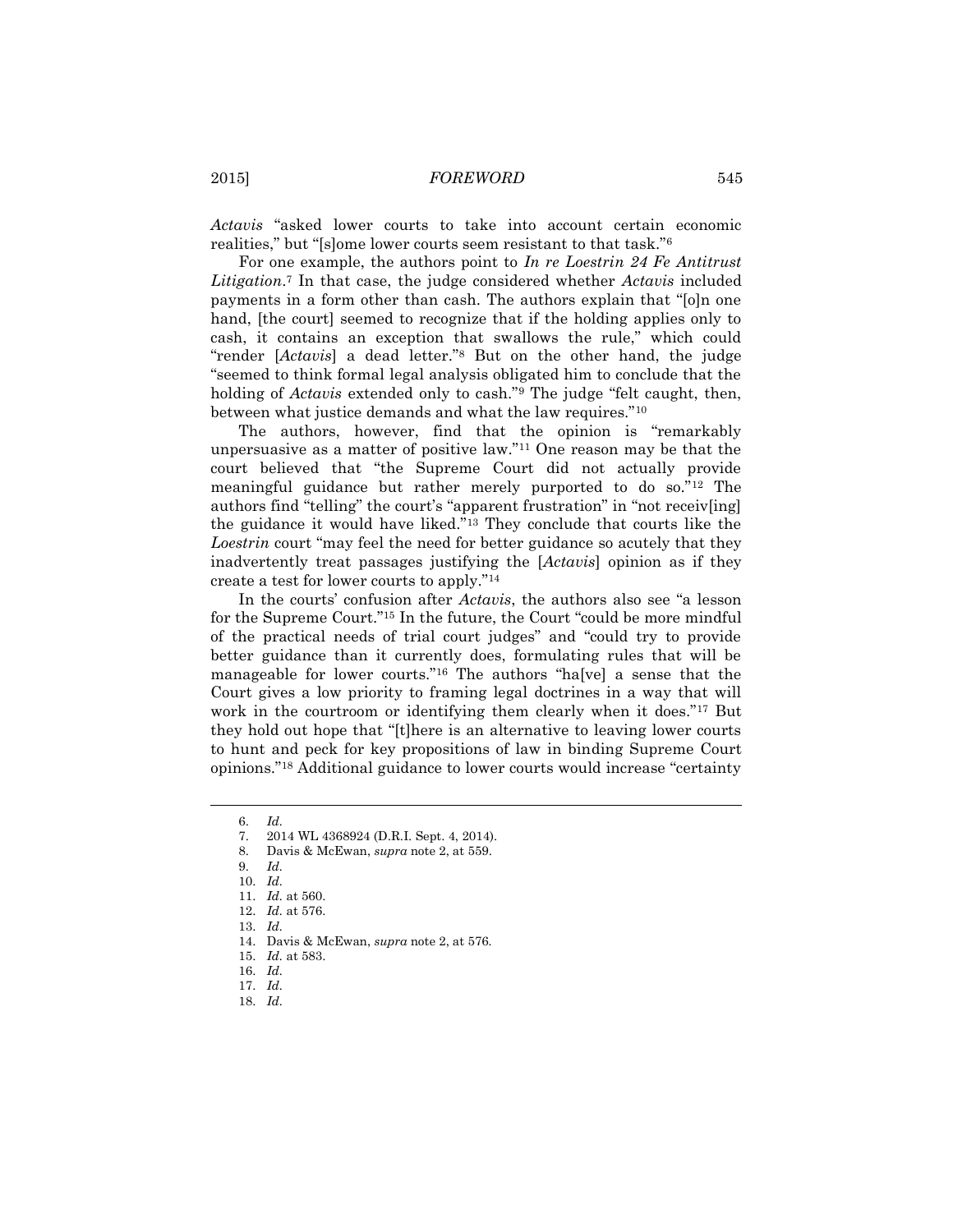*Actavis* "asked lower courts to take into account certain economic realities," but "[s]ome lower courts seem resistant to that task."[6]

For one example, the authors point to *In re Loestrin 24 Fe Antitrust Litigation*.[7] In that case, the judge considered whether *Actavis* included payments in a form other than cash. The authors explain that "[o]n one hand, [the court] seemed to recognize that if the holding applies only to cash, it contains an exception that swallows the rule," which could "render [*Actavis*] a dead letter."[8] But on the other hand, the judge "seemed to think formal legal analysis obligated him to conclude that the holding of *Actavis* extended only to cash."[9] The judge "felt caught, then, between what justice demands and what the law requires."[10]

The authors, however, find that the opinion is "remarkably unpersuasive as a matter of positive law."[11] One reason may be that the court believed that "the Supreme Court did not actually provide meaningful guidance but rather merely purported to do so."[12] The authors find "telling" the court's "apparent frustration" in "not receiv[ing] the guidance it would have liked."[13] They conclude that courts like the *Loestrin* court "may feel the need for better guidance so acutely that they inadvertently treat passages justifying the [*Actavis*] opinion as if they create a test for lower courts to apply."[14]

In the courts' confusion after *Actavis*, the authors also see "a lesson for the Supreme Court."[15] In the future, the Court "could be more mindful of the practical needs of trial court judges" and "could try to provide better guidance than it currently does, formulating rules that will be manageable for lower courts."[16] The authors "ha[ve] a sense that the Court gives a low priority to framing legal doctrines in a way that will work in the courtroom or identifying them clearly when it does."[17] But they hold out hope that "[t]here is an alternative to leaving lower courts to hunt and peck for key propositions of law in binding Supreme Court opinions."[18] Additional guidance to lower courts would increase "certainty

---

6. *Id.*
7. 2014 WL 4368924 (D.R.I. Sept. 4, 2014).
8. Davis & McEwan, *supra* note 2, at 559.
9. *Id.*
10. *Id.*
11. *Id.* at 560.
12. *Id.* at 576.
13. *Id.*
14. Davis & McEwan, *supra* note 2, at 576.
15. *Id.* at 583.
16. *Id.*
17. *Id.*
18. *Id.*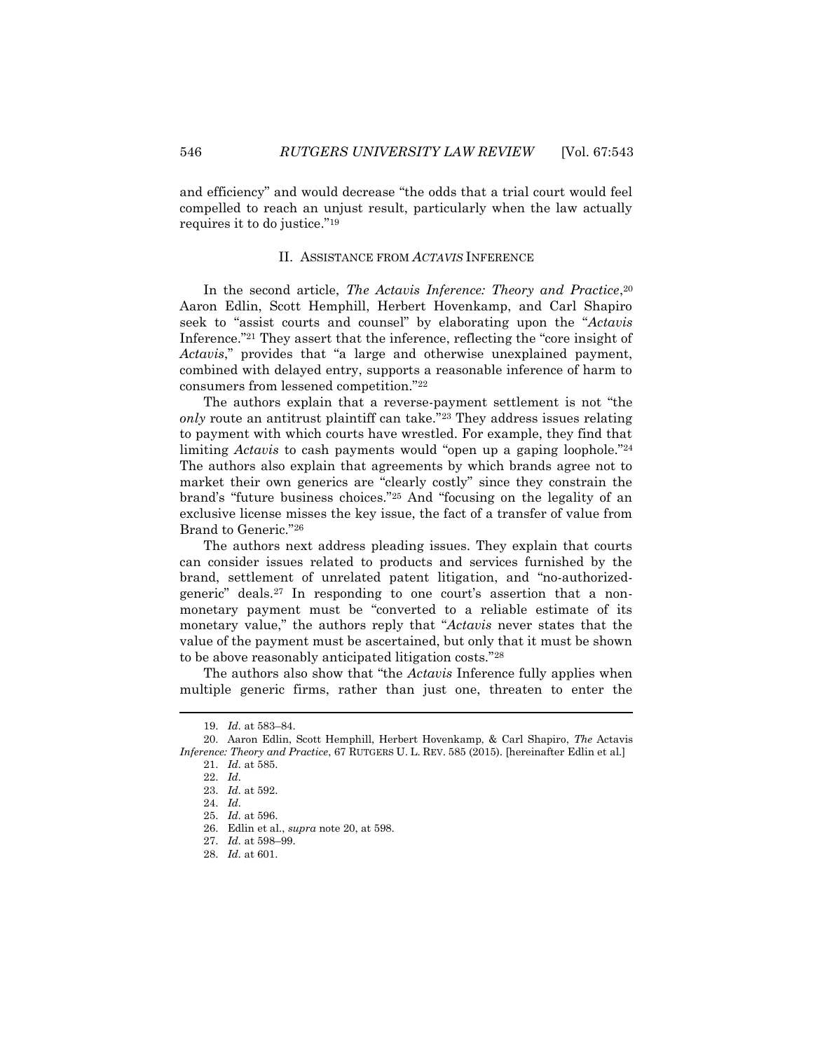and efficiency" and would decrease "the odds that a trial court would feel compelled to reach an unjust result, particularly when the law actually requires it to do justice."[19]

## II. ASSISTANCE FROM *ACTAVIS* INFERENCE

In the second article, *The Actavis Inference: Theory and Practice*,[20] Aaron Edlin, Scott Hemphill, Herbert Hovenkamp, and Carl Shapiro seek to "assist courts and counsel" by elaborating upon the "*Actavis* Inference."[21] They assert that the inference, reflecting the "core insight of *Actavis*," provides that "a large and otherwise unexplained payment, combined with delayed entry, supports a reasonable inference of harm to consumers from lessened competition."[22]

The authors explain that a reverse-payment settlement is not "the *only* route an antitrust plaintiff can take."[23] They address issues relating to payment with which courts have wrestled. For example, they find that limiting *Actavis* to cash payments would "open up a gaping loophole."[24] The authors also explain that agreements by which brands agree not to market their own generics are "clearly costly" since they constrain the brand's "future business choices."[25] And "focusing on the legality of an exclusive license misses the key issue, the fact of a transfer of value from Brand to Generic."[26]

The authors next address pleading issues. They explain that courts can consider issues related to products and services furnished by the brand, settlement of unrelated patent litigation, and "no-authorized-generic" deals.[27] In responding to one court's assertion that a non-monetary payment must be "converted to a reliable estimate of its monetary value," the authors reply that "*Actavis* never states that the value of the payment must be ascertained, but only that it must be shown to be above reasonably anticipated litigation costs."[28]

The authors also show that "the *Actavis* Inference fully applies when multiple generic firms, rather than just one, threaten to enter the

---

19. *Id.* at 583–84.

20. Aaron Edlin, Scott Hemphill, Herbert Hovenkamp, & Carl Shapiro, *The* Actavis *Inference: Theory and Practice*, 67 RUTGERS U. L. REV. 585 (2015). [hereinafter Edlin et al.]

21. *Id.* at 585.

22. *Id.*

23. *Id.* at 592.

24. *Id.*

25. *Id.* at 596.

26. Edlin et al., *supra* note 20, at 598.

27. *Id.* at 598–99.

28. *Id.* at 601.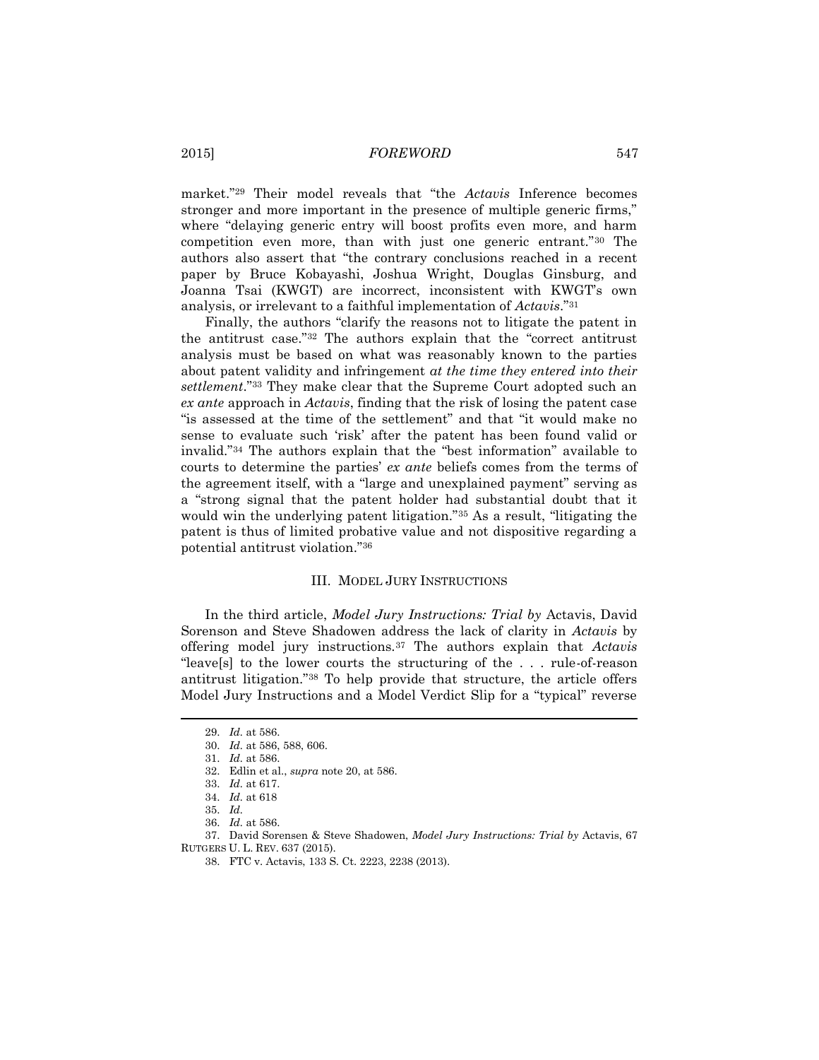market."[29] Their model reveals that "the *Actavis* Inference becomes stronger and more important in the presence of multiple generic firms," where "delaying generic entry will boost profits even more, and harm competition even more, than with just one generic entrant."[30] The authors also assert that "the contrary conclusions reached in a recent paper by Bruce Kobayashi, Joshua Wright, Douglas Ginsburg, and Joanna Tsai (KWGT) are incorrect, inconsistent with KWGT's own analysis, or irrelevant to a faithful implementation of *Actavis*."[31]

Finally, the authors "clarify the reasons not to litigate the patent in the antitrust case."[32] The authors explain that the "correct antitrust analysis must be based on what was reasonably known to the parties about patent validity and infringement *at the time they entered into their settlement*."[33] They make clear that the Supreme Court adopted such an *ex ante* approach in *Actavis*, finding that the risk of losing the patent case "is assessed at the time of the settlement" and that "it would make no sense to evaluate such 'risk' after the patent has been found valid or invalid."[34] The authors explain that the "best information" available to courts to determine the parties' *ex ante* beliefs comes from the terms of the agreement itself, with a "large and unexplained payment" serving as a "strong signal that the patent holder had substantial doubt that it would win the underlying patent litigation."[35] As a result, "litigating the patent is thus of limited probative value and not dispositive regarding a potential antitrust violation."[36]

## III. MODEL JURY INSTRUCTIONS

In the third article, *Model Jury Instructions: Trial by* Actavis, David Sorenson and Steve Shadowen address the lack of clarity in *Actavis* by offering model jury instructions.[37] The authors explain that *Actavis* "leave[s] to the lower courts the structuring of the . . . rule-of-reason antitrust litigation."[38] To help provide that structure, the article offers Model Jury Instructions and a Model Verdict Slip for a "typical" reverse

---

29. *Id.* at 586.

30. *Id.* at 586, 588, 606.

31. *Id.* at 586.

32. Edlin et al., *supra* note 20, at 586.

33. *Id.* at 617.

34. *Id.* at 618

35. *Id.*

36. *Id.* at 586.

37. David Sorensen & Steve Shadowen, *Model Jury Instructions: Trial by* Actavis, 67 RUTGERS U. L. REV. 637 (2015).

38. FTC v. Actavis, 133 S. Ct. 2223, 2238 (2013).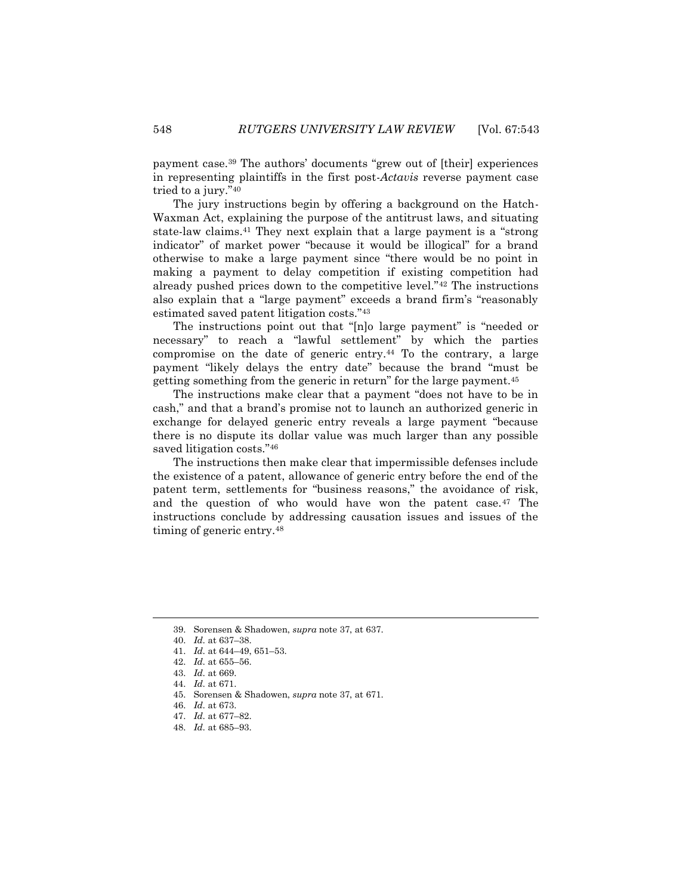payment case.[39] The authors' documents "grew out of [their] experiences in representing plaintiffs in the first post-*Actavis* reverse payment case tried to a jury."[40]

The jury instructions begin by offering a background on the Hatch-Waxman Act, explaining the purpose of the antitrust laws, and situating state-law claims.[41] They next explain that a large payment is a "strong indicator" of market power "because it would be illogical" for a brand otherwise to make a large payment since "there would be no point in making a payment to delay competition if existing competition had already pushed prices down to the competitive level."[42] The instructions also explain that a "large payment" exceeds a brand firm's "reasonably estimated saved patent litigation costs."[43]

The instructions point out that "[n]o large payment" is "needed or necessary" to reach a "lawful settlement" by which the parties compromise on the date of generic entry.[44] To the contrary, a large payment "likely delays the entry date" because the brand "must be getting something from the generic in return" for the large payment.[45]

The instructions make clear that a payment "does not have to be in cash," and that a brand's promise not to launch an authorized generic in exchange for delayed generic entry reveals a large payment "because there is no dispute its dollar value was much larger than any possible saved litigation costs."[46]

The instructions then make clear that impermissible defenses include the existence of a patent, allowance of generic entry before the end of the patent term, settlements for "business reasons," the avoidance of risk, and the question of who would have won the patent case.[47] The instructions conclude by addressing causation issues and issues of the timing of generic entry.[48]

---

39. Sorensen & Shadowen, *supra* note 37, at 637.

40. *Id.* at 637–38.

41. *Id.* at 644–49, 651–53.

42. *Id.* at 655–56.

43. *Id.* at 669.

44. *Id.* at 671.

45. Sorensen & Shadowen, *supra* note 37, at 671.

46. *Id.* at 673.

47. *Id.* at 677–82.

48. *Id.* at 685–93.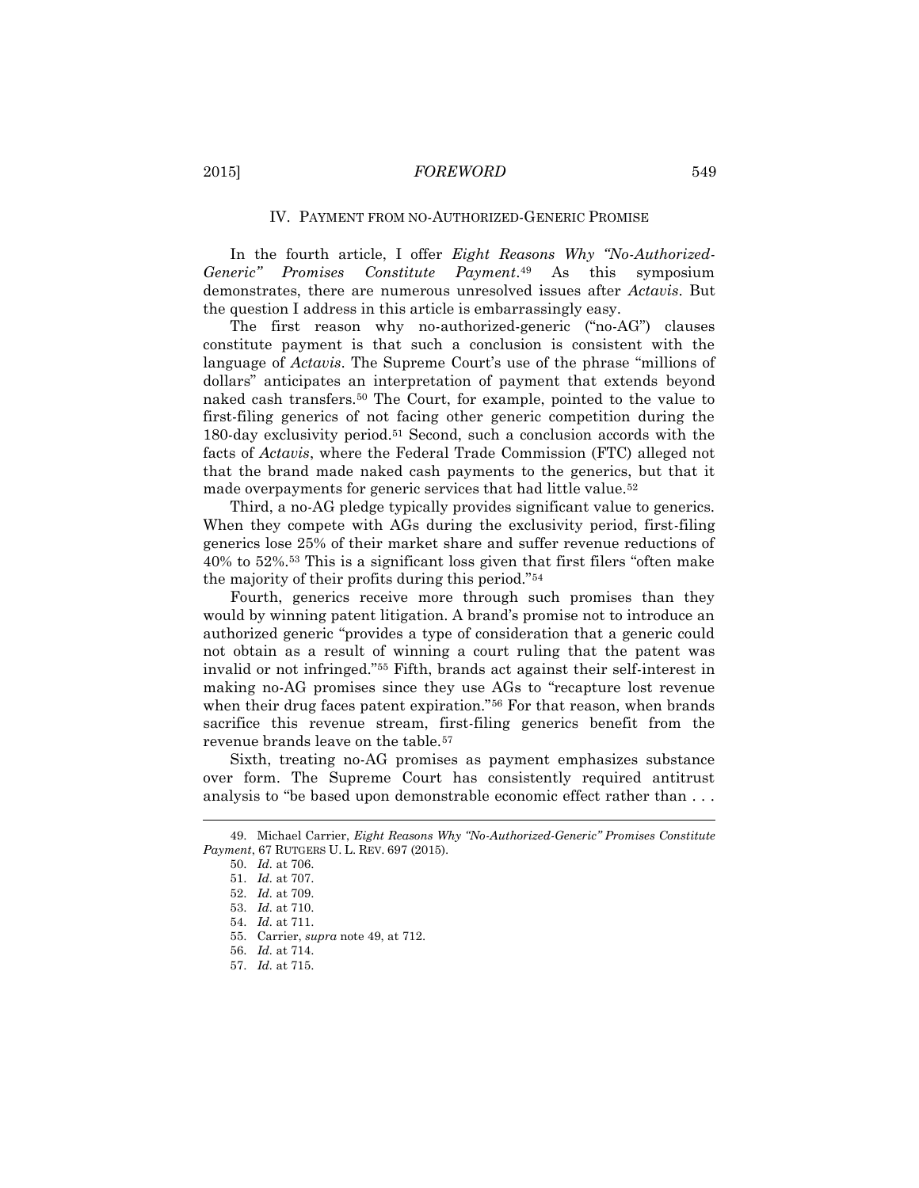## IV. PAYMENT FROM NO-AUTHORIZED-GENERIC PROMISE

In the fourth article, I offer *Eight Reasons Why "No-Authorized-Generic" Promises Constitute Payment*.[49] As this symposium demonstrates, there are numerous unresolved issues after *Actavis*. But the question I address in this article is embarrassingly easy.

The first reason why no-authorized-generic ("no-AG") clauses constitute payment is that such a conclusion is consistent with the language of *Actavis*. The Supreme Court's use of the phrase "millions of dollars" anticipates an interpretation of payment that extends beyond naked cash transfers.[50] The Court, for example, pointed to the value to first-filing generics of not facing other generic competition during the 180-day exclusivity period.[51] Second, such a conclusion accords with the facts of *Actavis*, where the Federal Trade Commission (FTC) alleged not that the brand made naked cash payments to the generics, but that it made overpayments for generic services that had little value.[52]

Third, a no-AG pledge typically provides significant value to generics. When they compete with AGs during the exclusivity period, first-filing generics lose 25% of their market share and suffer revenue reductions of 40% to 52%.[53] This is a significant loss given that first filers "often make the majority of their profits during this period."[54]

Fourth, generics receive more through such promises than they would by winning patent litigation. A brand's promise not to introduce an authorized generic "provides a type of consideration that a generic could not obtain as a result of winning a court ruling that the patent was invalid or not infringed."[55] Fifth, brands act against their self-interest in making no-AG promises since they use AGs to "recapture lost revenue when their drug faces patent expiration."[56] For that reason, when brands sacrifice this revenue stream, first-filing generics benefit from the revenue brands leave on the table.[57]

Sixth, treating no-AG promises as payment emphasizes substance over form. The Supreme Court has consistently required antitrust analysis to "be based upon demonstrable economic effect rather than . . .

---

49. Michael Carrier, *Eight Reasons Why "No-Authorized-Generic" Promises Constitute Payment*, 67 RUTGERS U. L. REV. 697 (2015).

50. *Id.* at 706.

51. *Id.* at 707.

52. *Id.* at 709.

53. *Id.* at 710.

54. *Id.* at 711.

55. Carrier, *supra* note 49, at 712.

56. *Id.* at 714.

57. *Id.* at 715.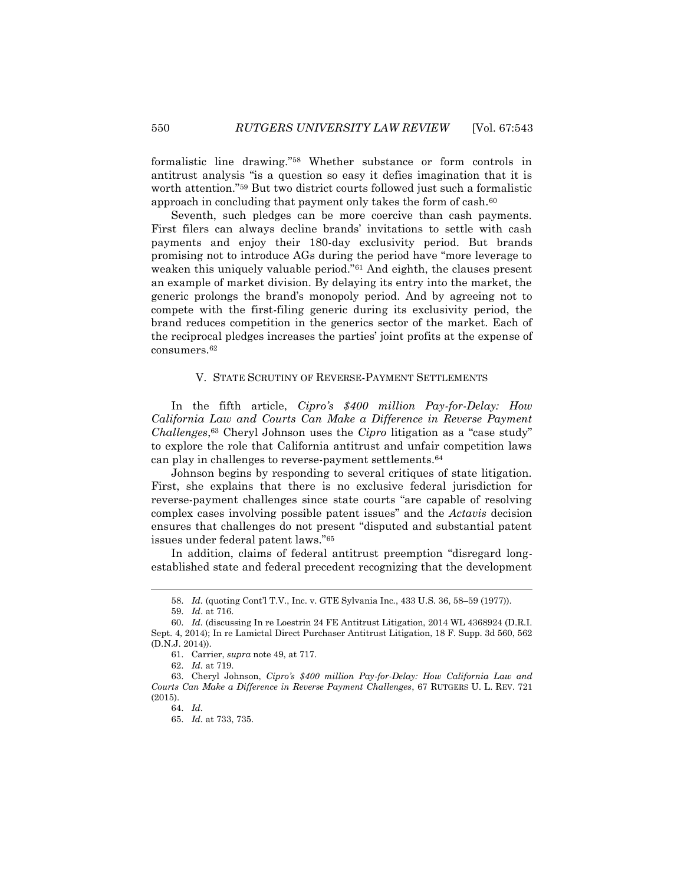formalistic line drawing."[58] Whether substance or form controls in antitrust analysis "is a question so easy it defies imagination that it is worth attention."[59] But two district courts followed just such a formalistic approach in concluding that payment only takes the form of cash.[60]

Seventh, such pledges can be more coercive than cash payments. First filers can always decline brands' invitations to settle with cash payments and enjoy their 180-day exclusivity period. But brands promising not to introduce AGs during the period have "more leverage to weaken this uniquely valuable period."[61] And eighth, the clauses present an example of market division. By delaying its entry into the market, the generic prolongs the brand's monopoly period. And by agreeing not to compete with the first-filing generic during its exclusivity period, the brand reduces competition in the generics sector of the market. Each of the reciprocal pledges increases the parties' joint profits at the expense of consumers.[62]

## V. STATE SCRUTINY OF REVERSE-PAYMENT SETTLEMENTS

In the fifth article, *Cipro's $400 million Pay-for-Delay: How California Law and Courts Can Make a Difference in Reverse Payment Challenges*,[63] Cheryl Johnson uses the *Cipro* litigation as a "case study" to explore the role that California antitrust and unfair competition laws can play in challenges to reverse-payment settlements.[64]

Johnson begins by responding to several critiques of state litigation. First, she explains that there is no exclusive federal jurisdiction for reverse-payment challenges since state courts "are capable of resolving complex cases involving possible patent issues" and the *Actavis* decision ensures that challenges do not present "disputed and substantial patent issues under federal patent laws."[65]

In addition, claims of federal antitrust preemption "disregard long-established state and federal precedent recognizing that the development

---

58. *Id.* (quoting Cont'l T.V., Inc. v. GTE Sylvania Inc., 433 U.S. 36, 58–59 (1977)).

59. *Id*. at 716.

60. *Id.* (discussing In re Loestrin 24 FE Antitrust Litigation, 2014 WL 4368924 (D.R.I. Sept. 4, 2014); In re Lamictal Direct Purchaser Antitrust Litigation, 18 F. Supp. 3d 560, 562 (D.N.J. 2014)).

61. Carrier, *supra* note 49, at 717.

62. *Id.* at 719.

63. Cheryl Johnson, *Cipro's $400 million Pay-for-Delay: How California Law and Courts Can Make a Difference in Reverse Payment Challenges*, 67 RUTGERS U. L. REV. 721 (2015).

64. *Id*.

65. *Id.* at 733, 735.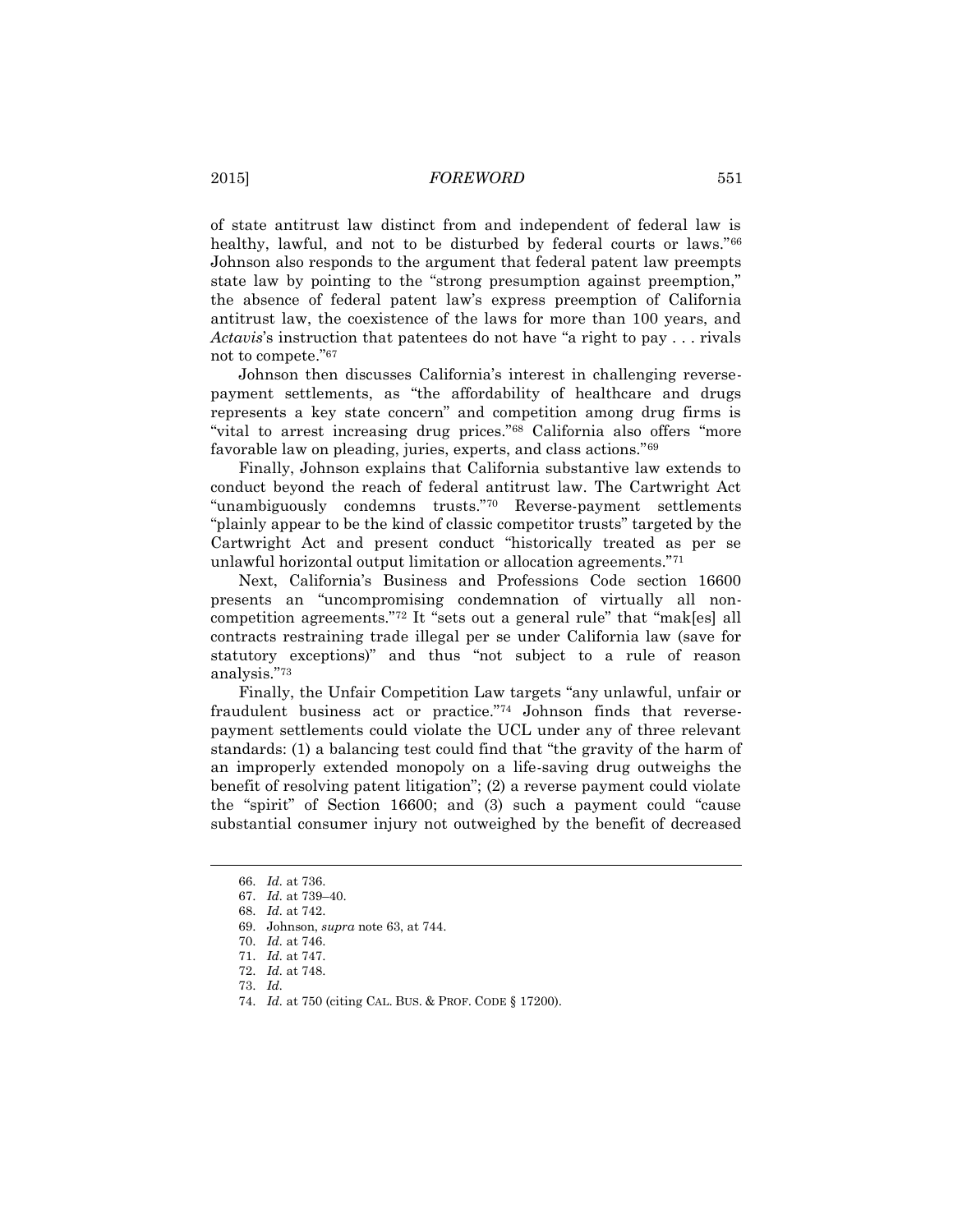of state antitrust law distinct from and independent of federal law is healthy, lawful, and not to be disturbed by federal courts or laws."[66] Johnson also responds to the argument that federal patent law preempts state law by pointing to the "strong presumption against preemption," the absence of federal patent law's express preemption of California antitrust law, the coexistence of the laws for more than 100 years, and *Actavis*'s instruction that patentees do not have "a right to pay . . . rivals not to compete."[67]

Johnson then discusses California's interest in challenging reverse-payment settlements, as "the affordability of healthcare and drugs represents a key state concern" and competition among drug firms is "vital to arrest increasing drug prices."[68] California also offers "more favorable law on pleading, juries, experts, and class actions."[69]

Finally, Johnson explains that California substantive law extends to conduct beyond the reach of federal antitrust law. The Cartwright Act "unambiguously condemns trusts."[70] Reverse-payment settlements "plainly appear to be the kind of classic competitor trusts" targeted by the Cartwright Act and present conduct "historically treated as per se unlawful horizontal output limitation or allocation agreements."[71]

Next, California's Business and Professions Code section 16600 presents an "uncompromising condemnation of virtually all non-competition agreements."[72] It "sets out a general rule" that "mak[es] all contracts restraining trade illegal per se under California law (save for statutory exceptions)" and thus "not subject to a rule of reason analysis."[73]

Finally, the Unfair Competition Law targets "any unlawful, unfair or fraudulent business act or practice."[74] Johnson finds that reverse-payment settlements could violate the UCL under any of three relevant standards: (1) a balancing test could find that "the gravity of the harm of an improperly extended monopoly on a life-saving drug outweighs the benefit of resolving patent litigation"; (2) a reverse payment could violate the "spirit" of Section 16600; and (3) such a payment could "cause substantial consumer injury not outweighed by the benefit of decreased

---

66. *Id.* at 736.
67. *Id.* at 739–40.
68. *Id.* at 742.
69. Johnson, *supra* note 63, at 744.
70. *Id.* at 746.
71. *Id.* at 747.
72. *Id.* at 748.
73. *Id.*
74. *Id.* at 750 (citing CAL. BUS. & PROF. CODE § 17200).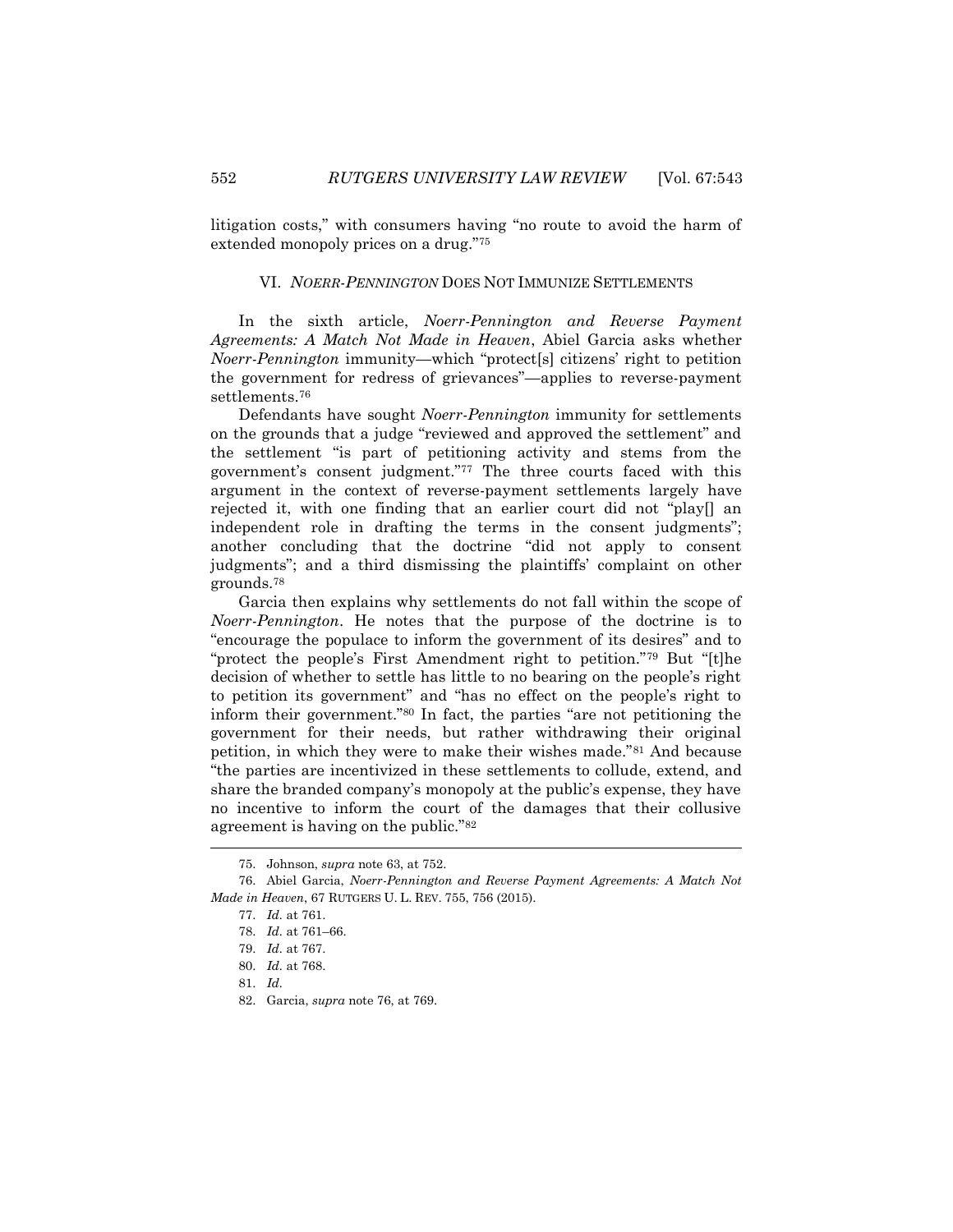litigation costs," with consumers having "no route to avoid the harm of extended monopoly prices on a drug."[75]

## VI. *NOERR-PENNINGTON* DOES NOT IMMUNIZE SETTLEMENTS

In the sixth article, *Noerr-Pennington and Reverse Payment Agreements: A Match Not Made in Heaven*, Abiel Garcia asks whether *Noerr-Pennington* immunity—which "protect[s] citizens' right to petition the government for redress of grievances"—applies to reverse-payment settlements.[76]

Defendants have sought *Noerr-Pennington* immunity for settlements on the grounds that a judge "reviewed and approved the settlement" and the settlement "is part of petitioning activity and stems from the government's consent judgment."[77] The three courts faced with this argument in the context of reverse-payment settlements largely have rejected it, with one finding that an earlier court did not "play[] an independent role in drafting the terms in the consent judgments"; another concluding that the doctrine "did not apply to consent judgments"; and a third dismissing the plaintiffs' complaint on other grounds.[78]

Garcia then explains why settlements do not fall within the scope of *Noerr-Pennington*. He notes that the purpose of the doctrine is to "encourage the populace to inform the government of its desires" and to "protect the people's First Amendment right to petition."[79] But "[t]he decision of whether to settle has little to no bearing on the people's right to petition its government" and "has no effect on the people's right to inform their government."[80] In fact, the parties "are not petitioning the government for their needs, but rather withdrawing their original petition, in which they were to make their wishes made."[81] And because "the parties are incentivized in these settlements to collude, extend, and share the branded company's monopoly at the public's expense, they have no incentive to inform the court of the damages that their collusive agreement is having on the public."[82]

---

75. Johnson, *supra* note 63, at 752.

76. Abiel Garcia, *Noerr-Pennington and Reverse Payment Agreements: A Match Not Made in Heaven*, 67 RUTGERS U. L. REV. 755, 756 (2015).

77. *Id.* at 761.

78. *Id.* at 761–66.

79. *Id.* at 767.

80. *Id.* at 768.

81. *Id.*

82. Garcia, *supra* note 76, at 769.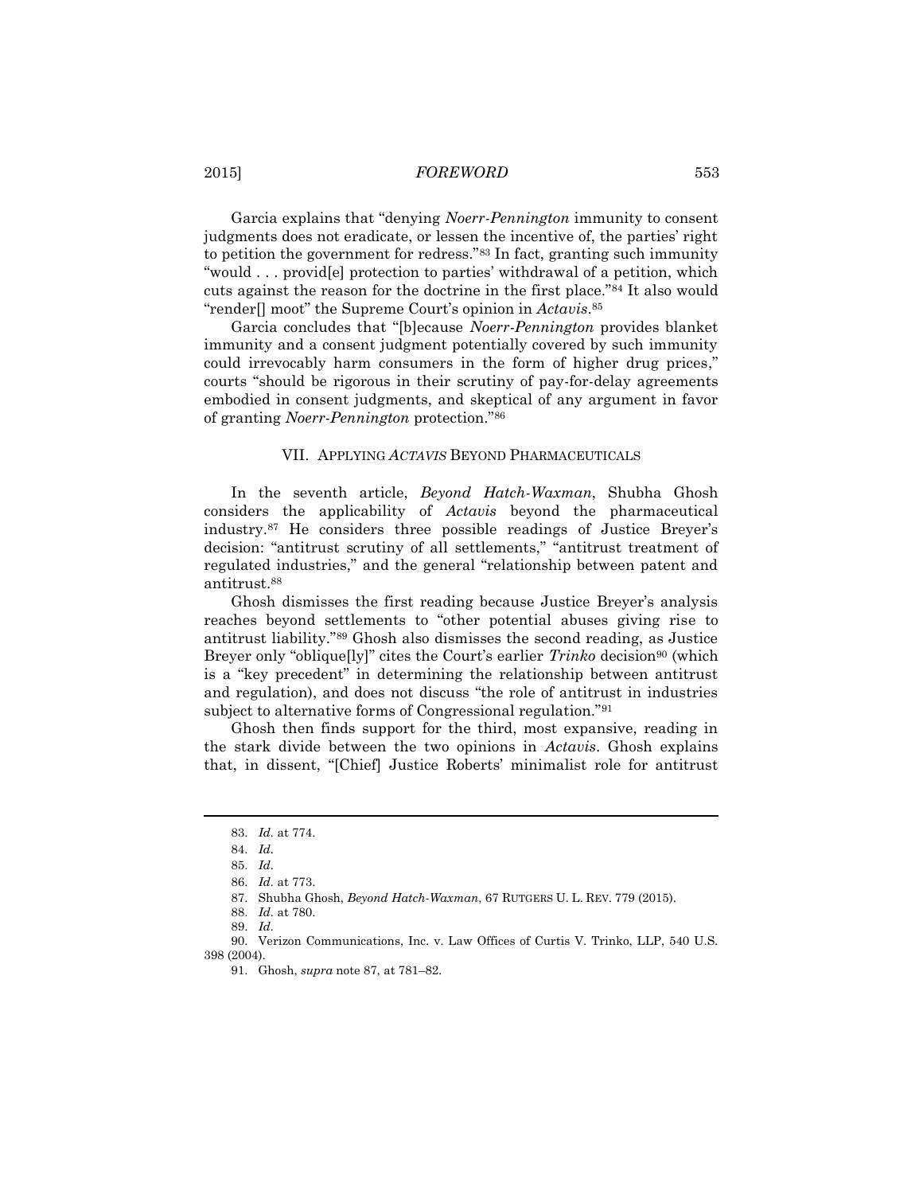Garcia explains that "denying *Noerr-Pennington* immunity to consent judgments does not eradicate, or lessen the incentive of, the parties' right to petition the government for redress."[83] In fact, granting such immunity "would . . . provid[e] protection to parties' withdrawal of a petition, which cuts against the reason for the doctrine in the first place."[84] It also would "render[] moot" the Supreme Court's opinion in *Actavis*.[85]

Garcia concludes that "[b]ecause *Noerr-Pennington* provides blanket immunity and a consent judgment potentially covered by such immunity could irrevocably harm consumers in the form of higher drug prices," courts "should be rigorous in their scrutiny of pay-for-delay agreements embodied in consent judgments, and skeptical of any argument in favor of granting *Noerr-Pennington* protection."[86]

## VII. APPLYING *ACTAVIS* BEYOND PHARMACEUTICALS

In the seventh article, *Beyond Hatch-Waxman*, Shubha Ghosh considers the applicability of *Actavis* beyond the pharmaceutical industry.[87] He considers three possible readings of Justice Breyer's decision: "antitrust scrutiny of all settlements," "antitrust treatment of regulated industries," and the general "relationship between patent and antitrust.[88]

Ghosh dismisses the first reading because Justice Breyer's analysis reaches beyond settlements to "other potential abuses giving rise to antitrust liability."[89] Ghosh also dismisses the second reading, as Justice Breyer only "oblique[ly]" cites the Court's earlier *Trinko* decision[90] (which is a "key precedent" in determining the relationship between antitrust and regulation), and does not discuss "the role of antitrust in industries subject to alternative forms of Congressional regulation."[91]

Ghosh then finds support for the third, most expansive, reading in the stark divide between the two opinions in *Actavis*. Ghosh explains that, in dissent, "[Chief] Justice Roberts' minimalist role for antitrust

---

83. *Id.* at 774.

84. *Id.*

85. *Id.*

86. *Id.* at 773.

87. Shubha Ghosh, *Beyond Hatch-Waxman*, 67 RUTGERS U. L. REV. 779 (2015).

88. *Id.* at 780.

89. *Id.*

90. Verizon Communications, Inc. v. Law Offices of Curtis V. Trinko, LLP, 540 U.S. 398 (2004).

91. Ghosh, *supra* note 87, at 781–82.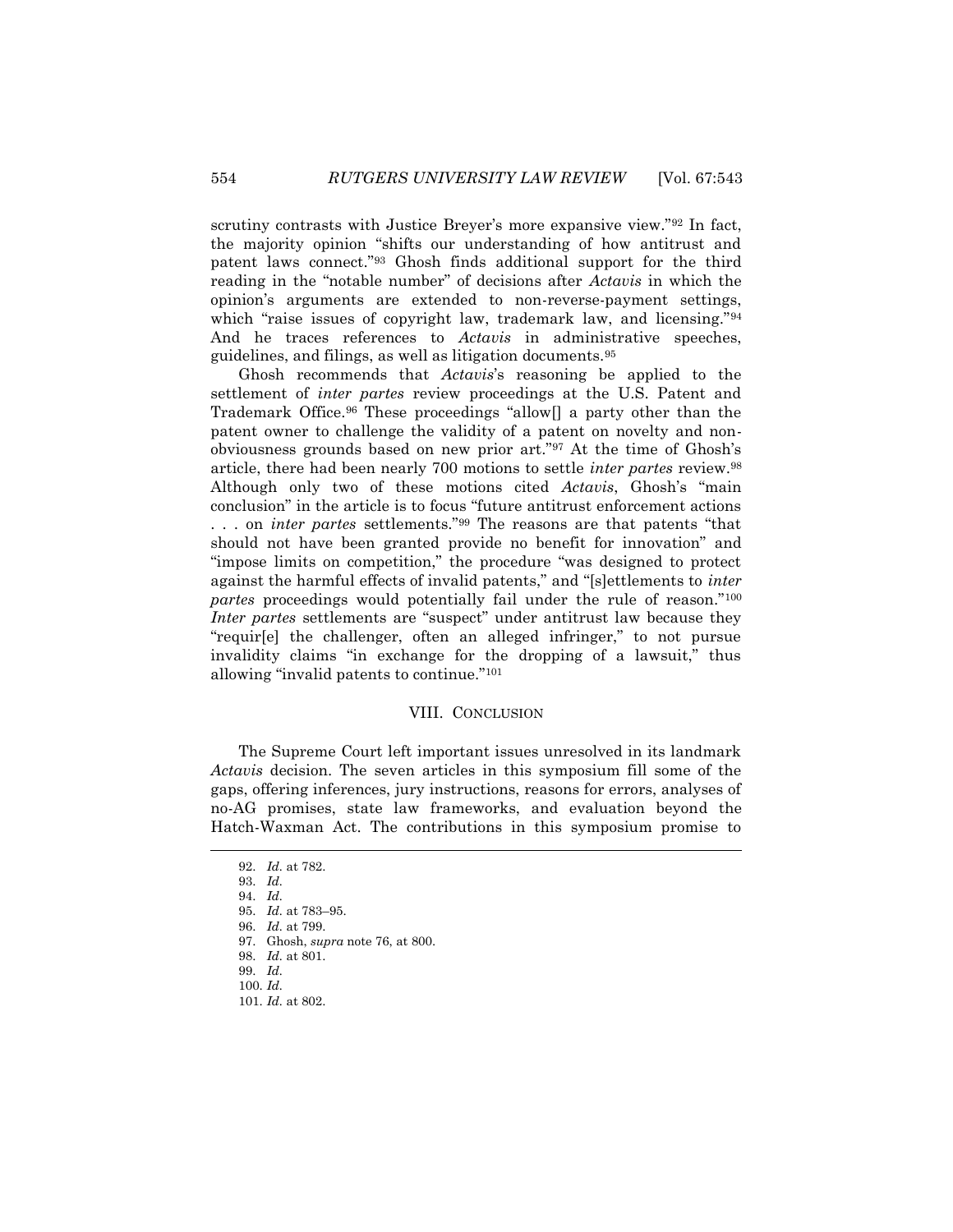scrutiny contrasts with Justice Breyer's more expansive view."[92] In fact, the majority opinion "shifts our understanding of how antitrust and patent laws connect."[93] Ghosh finds additional support for the third reading in the "notable number" of decisions after *Actavis* in which the opinion's arguments are extended to non-reverse-payment settings, which "raise issues of copyright law, trademark law, and licensing."[94] And he traces references to *Actavis* in administrative speeches, guidelines, and filings, as well as litigation documents.[95]

Ghosh recommends that *Actavis*'s reasoning be applied to the settlement of *inter partes* review proceedings at the U.S. Patent and Trademark Office.[96] These proceedings "allow[] a party other than the patent owner to challenge the validity of a patent on novelty and non-obviousness grounds based on new prior art."[97] At the time of Ghosh's article, there had been nearly 700 motions to settle *inter partes* review.[98] Although only two of these motions cited *Actavis*, Ghosh's "main conclusion" in the article is to focus "future antitrust enforcement actions . . . on *inter partes* settlements."[99] The reasons are that patents "that should not have been granted provide no benefit for innovation" and "impose limits on competition," the procedure "was designed to protect against the harmful effects of invalid patents," and "[s]ettlements to *inter partes* proceedings would potentially fail under the rule of reason."[100] *Inter partes* settlements are "suspect" under antitrust law because they "requir[e] the challenger, often an alleged infringer," to not pursue invalidity claims "in exchange for the dropping of a lawsuit," thus allowing "invalid patents to continue."[101]

## VIII. Conclusion

The Supreme Court left important issues unresolved in its landmark *Actavis* decision. The seven articles in this symposium fill some of the gaps, offering inferences, jury instructions, reasons for errors, analyses of no-AG promises, state law frameworks, and evaluation beyond the Hatch-Waxman Act. The contributions in this symposium promise to

---

92. *Id.* at 782.
93. *Id.*
94. *Id.*
95. *Id.* at 783–95.
96. *Id.* at 799.
97. Ghosh, *supra* note 76, at 800.
98. *Id.* at 801.
99. *Id.*
100. *Id.*
101. *Id.* at 802.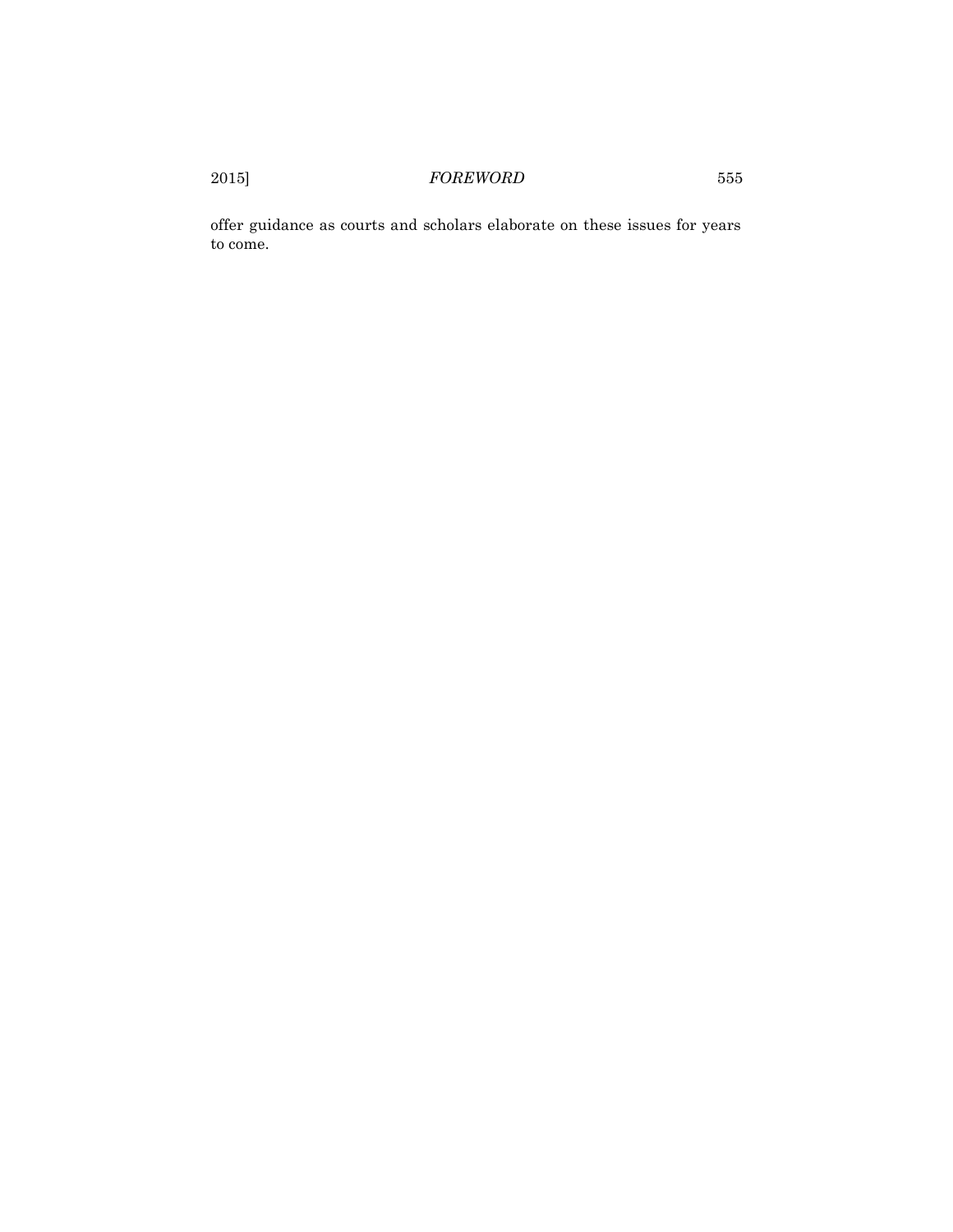offer guidance as courts and scholars elaborate on these issues for years to come.